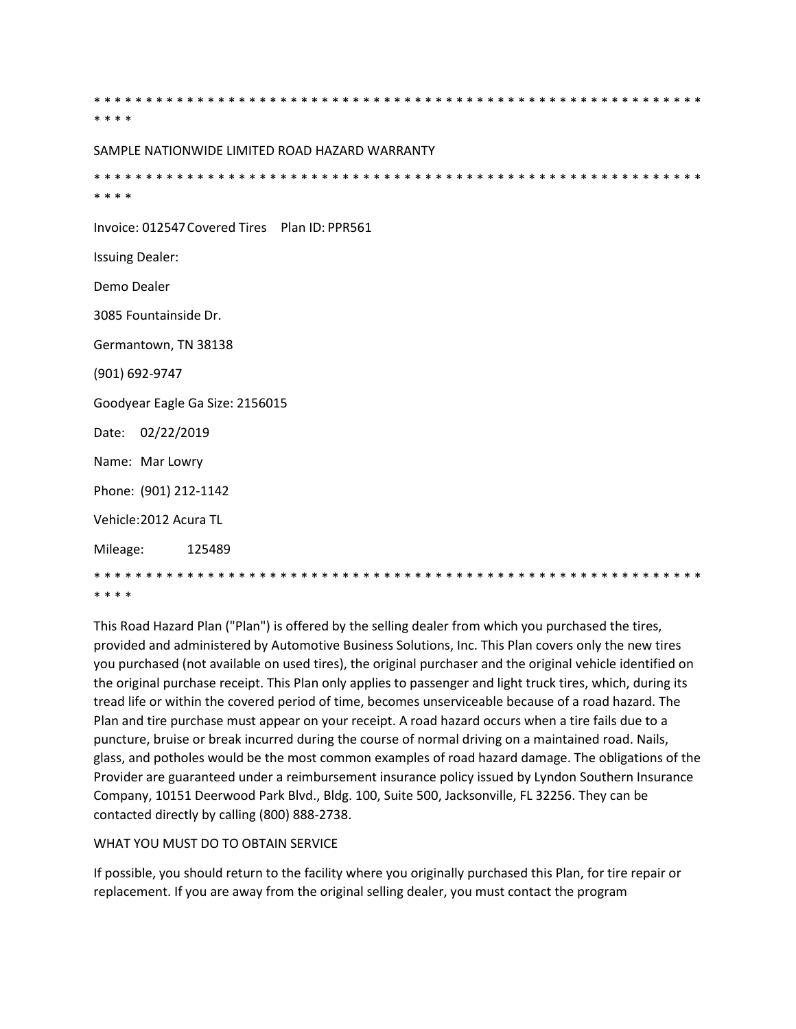* * * * * * * * * * * * * * * * * * * * * * * * * * * * * * * * * * * * * * * * * * * * * * * * * * * * * * * * * * * * * * * * *

SAMPLE NATIONWIDE LIMITED ROAD HAZARD WARRANTY

* * * * * * * * * * * * * * * * * * * * * * * * * * * * * * * * * * * * * * * * * * * * * * * * * * * * * * * * * * * * * * * * *

Invoice: 012547 Covered Tires Plan ID: PPR561

Issuing Dealer:

Demo Dealer

3085 Fountainside Dr.

Germantown, TN 38138

(901) 692-9747

Goodyear Eagle Ga Size: 2156015

Date: 02/22/2019

Name: Mar Lowry

Phone: (901) 212-1142

Vehicle: 2012 Acura TL

Mileage: 125489

* * * * * * * * * * * * * * * * * * * * * * * * * * * * * * * * * * * * * * * * * * * * * * * * * * * * * * * * * * * * * * * * *

This Road Hazard Plan ("Plan") is offered by the selling dealer from which you purchased the tires, provided and administered by Automotive Business Solutions, Inc. This Plan covers only the new tires you purchased (not available on used tires), the original purchaser and the original vehicle identified on the original purchase receipt. This Plan only applies to passenger and light truck tires, which, during its tread life or within the covered period of time, becomes unserviceable because of a road hazard. The Plan and tire purchase must appear on your receipt. A road hazard occurs when a tire fails due to a puncture, bruise or break incurred during the course of normal driving on a maintained road. Nails, glass, and potholes would be the most common examples of road hazard damage. The obligations of the Provider are guaranteed under a reimbursement insurance policy issued by Lyndon Southern Insurance Company, 10151 Deerwood Park Blvd., Bldg. 100, Suite 500, Jacksonville, FL 32256. They can be contacted directly by calling (800) 888-2738.

WHAT YOU MUST DO TO OBTAIN SERVICE

If possible, you should return to the facility where you originally purchased this Plan, for tire repair or replacement. If you are away from the original selling dealer, you must contact the program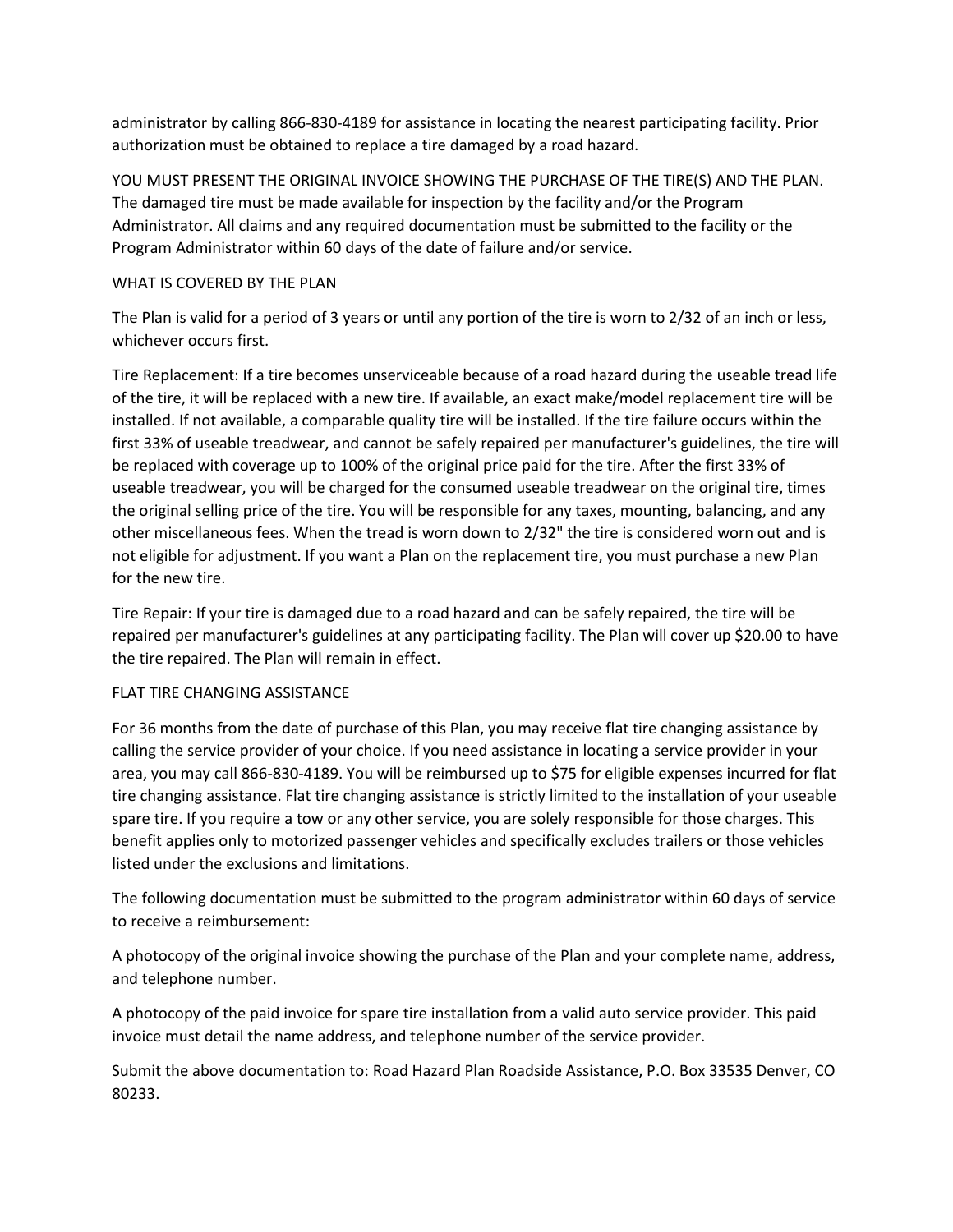administrator by calling 866-830-4189 for assistance in locating the nearest participating facility. Prior authorization must be obtained to replace a tire damaged by a road hazard.

YOU MUST PRESENT THE ORIGINAL INVOICE SHOWING THE PURCHASE OF THE TIRE(S) AND THE PLAN. The damaged tire must be made available for inspection by the facility and/or the Program Administrator. All claims and any required documentation must be submitted to the facility or the Program Administrator within 60 days of the date of failure and/or service.

## WHAT IS COVERED BY THE PLAN

The Plan is valid for a period of 3 years or until any portion of the tire is worn to 2/32 of an inch or less, whichever occurs first.

Tire Replacement: If a tire becomes unserviceable because of a road hazard during the useable tread life of the tire, it will be replaced with a new tire. If available, an exact make/model replacement tire will be installed. If not available, a comparable quality tire will be installed. If the tire failure occurs within the first 33% of useable treadwear, and cannot be safely repaired per manufacturer's guidelines, the tire will be replaced with coverage up to 100% of the original price paid for the tire. After the first 33% of useable treadwear, you will be charged for the consumed useable treadwear on the original tire, times the original selling price of the tire. You will be responsible for any taxes, mounting, balancing, and any other miscellaneous fees. When the tread is worn down to 2/32" the tire is considered worn out and is not eligible for adjustment. If you want a Plan on the replacement tire, you must purchase a new Plan for the new tire.

Tire Repair: If your tire is damaged due to a road hazard and can be safely repaired, the tire will be repaired per manufacturer's guidelines at any participating facility. The Plan will cover up $20.00 to have the tire repaired. The Plan will remain in effect.

## FLAT TIRE CHANGING ASSISTANCE

For 36 months from the date of purchase of this Plan, you may receive flat tire changing assistance by calling the service provider of your choice. If you need assistance in locating a service provider in your area, you may call 866-830-4189. You will be reimbursed up to $75 for eligible expenses incurred for flat tire changing assistance. Flat tire changing assistance is strictly limited to the installation of your useable spare tire. If you require a tow or any other service, you are solely responsible for those charges. This benefit applies only to motorized passenger vehicles and specifically excludes trailers or those vehicles listed under the exclusions and limitations.

The following documentation must be submitted to the program administrator within 60 days of service to receive a reimbursement:

A photocopy of the original invoice showing the purchase of the Plan and your complete name, address, and telephone number.

A photocopy of the paid invoice for spare tire installation from a valid auto service provider. This paid invoice must detail the name address, and telephone number of the service provider.

Submit the above documentation to: Road Hazard Plan Roadside Assistance, P.O. Box 33535 Denver, CO 80233.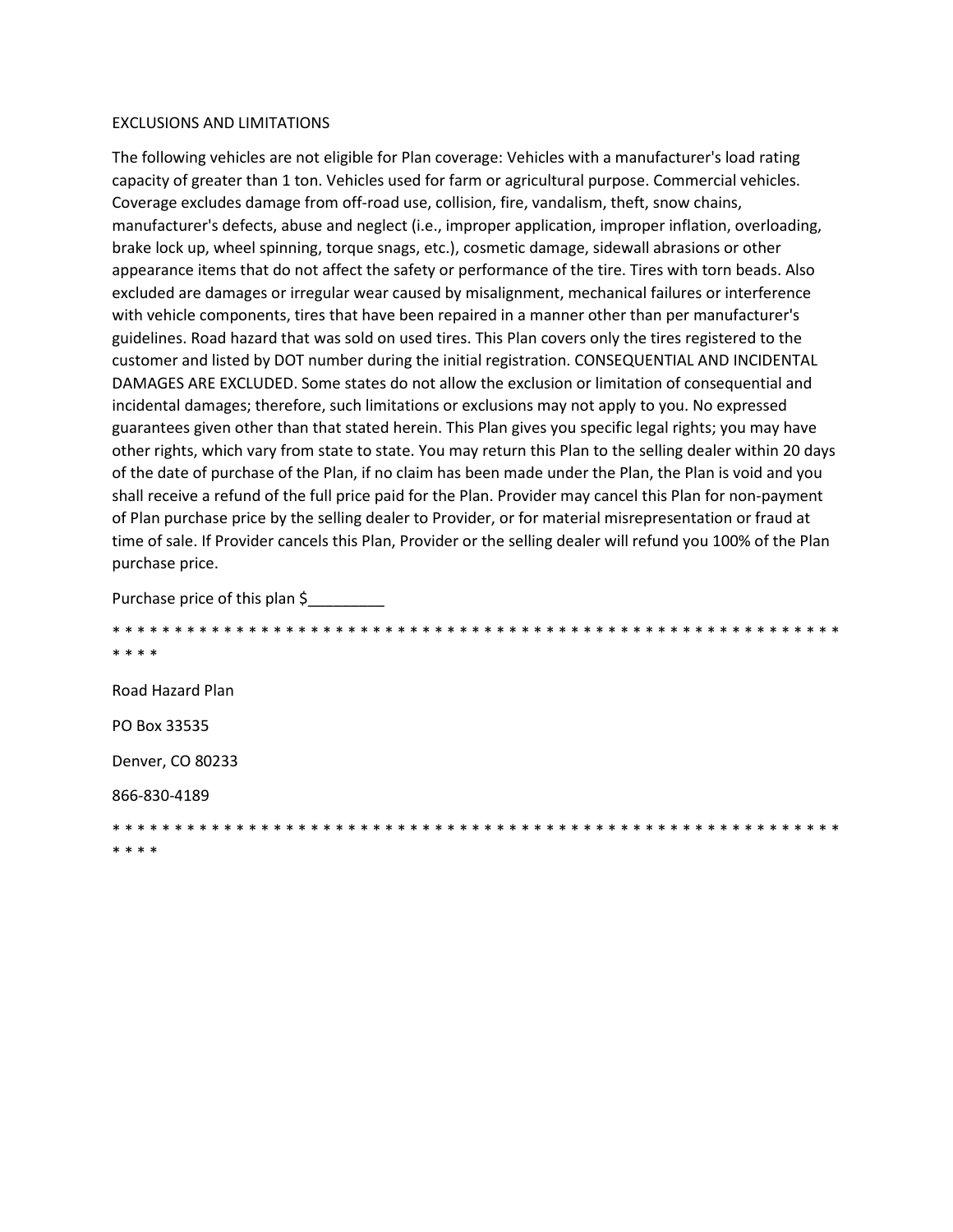EXCLUSIONS AND LIMITATIONS

The following vehicles are not eligible for Plan coverage: Vehicles with a manufacturer's load rating capacity of greater than 1 ton. Vehicles used for farm or agricultural purpose. Commercial vehicles. Coverage excludes damage from off-road use, collision, fire, vandalism, theft, snow chains, manufacturer's defects, abuse and neglect (i.e., improper application, improper inflation, overloading, brake lock up, wheel spinning, torque snags, etc.), cosmetic damage, sidewall abrasions or other appearance items that do not affect the safety or performance of the tire. Tires with torn beads. Also excluded are damages or irregular wear caused by misalignment, mechanical failures or interference with vehicle components, tires that have been repaired in a manner other than per manufacturer's guidelines. Road hazard that was sold on used tires. This Plan covers only the tires registered to the customer and listed by DOT number during the initial registration. CONSEQUENTIAL AND INCIDENTAL DAMAGES ARE EXCLUDED. Some states do not allow the exclusion or limitation of consequential and incidental damages; therefore, such limitations or exclusions may not apply to you. No expressed guarantees given other than that stated herein. This Plan gives you specific legal rights; you may have other rights, which vary from state to state. You may return this Plan to the selling dealer within 20 days of the date of purchase of the Plan, if no claim has been made under the Plan, the Plan is void and you shall receive a refund of the full price paid for the Plan. Provider may cancel this Plan for non-payment of Plan purchase price by the selling dealer to Provider, or for material misrepresentation or fraud at time of sale. If Provider cancels this Plan, Provider or the selling dealer will refund you 100% of the Plan purchase price.

Purchase price of this plan $_________

* * * * * * * * * * * * * * * * * * * * * * * * * * * * * * * * * * * * * * * * * * * * * * * * * * * * * * * * * * * * * * * * * * *

Road Hazard Plan

PO Box 33535

Denver, CO 80233

866-830-4189

* * * * * * * * * * * * * * * * * * * * * * * * * * * * * * * * * * * * * * * * * * * * * * * * * * * * * * * * * * * * * * * * * * *